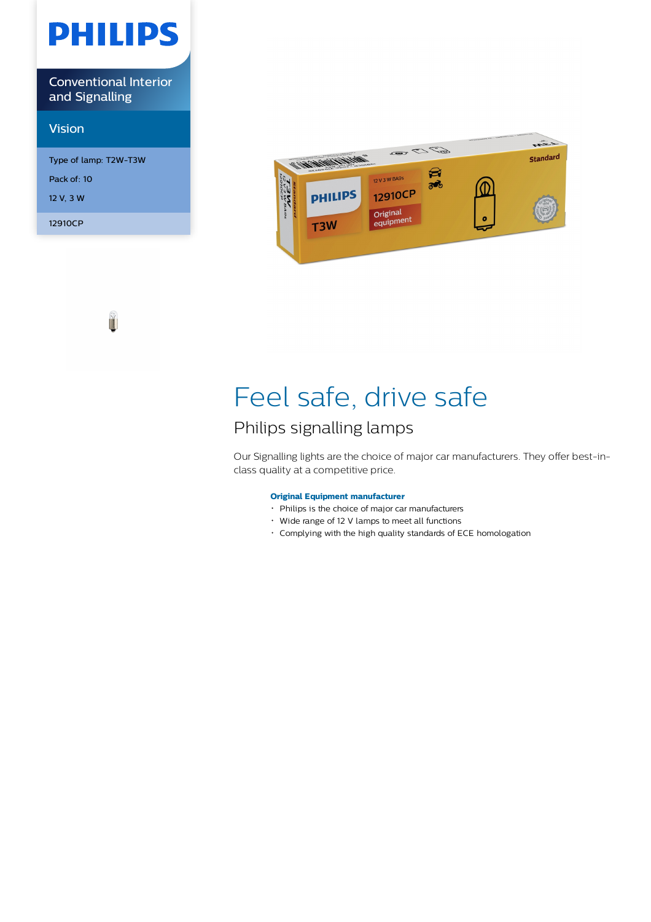PHILIPS

Conventional Interior and Signalling

Vision

Type of lamp: T2W-T3W

Pack of: 10

12 V, 3 W

12910CP

# Feel safe, drive safe

## Philips signalling lamps

Our Signalling lights are the choice of major car manufacturers. They offer best-in-class quality at a competitive price.

**Original Equipment manufacturer**

- Philips is the choice of major car manufacturers
- Wide range of 12 V lamps to meet all functions
- Complying with the high quality standards of ECE homologation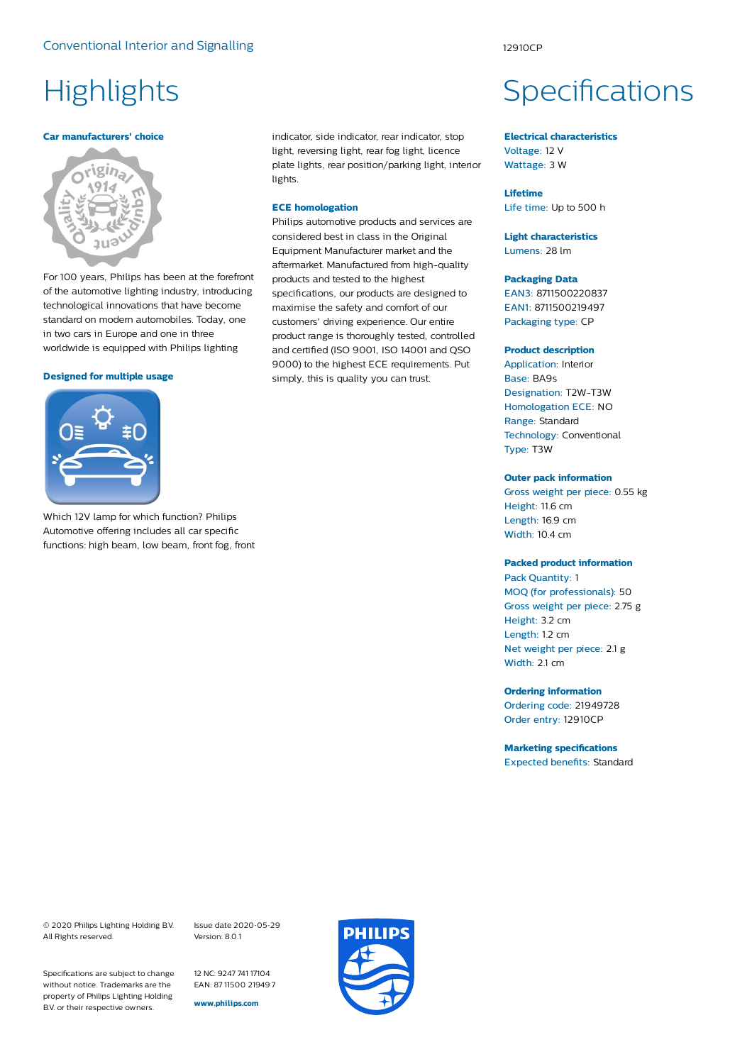Conventional Interior and Signalling

12910CP

# Highlights

### Car manufacturers' choice

For 100 years, Philips has been at the forefront of the automotive lighting industry, introducing technological innovations that have become standard on modern automobiles. Today, one in two cars in Europe and one in three worldwide is equipped with Philips lighting

### Designed for multiple usage

Which 12V lamp for which function? Philips Automotive offering includes all car specific functions: high beam, low beam, front fog, front indicator, side indicator, rear indicator, stop light, reversing light, rear fog light, licence plate lights, rear position/parking light, interior lights.

### ECE homologation

Philips automotive products and services are considered best in class in the Original Equipment Manufacturer market and the aftermarket. Manufactured from high-quality products and tested to the highest specifications, our products are designed to maximise the safety and comfort of our customers' driving experience. Our entire product range is thoroughly tested, controlled and certified (ISO 9001, ISO 14001 and QSO 9000) to the highest ECE requirements. Put simply, this is quality you can trust.

# Specifications

### Electrical characteristics

Voltage: 12 V
Wattage: 3 W

### Lifetime

Life time: Up to 500 h

### Light characteristics

Lumens: 28 lm

### Packaging Data

EAN3: 8711500220837
EAN1: 8711500219497
Packaging type: CP

### Product description

Application: Interior
Base: BA9s
Designation: T2W-T3W
Homologation ECE: NO
Range: Standard
Technology: Conventional
Type: T3W

### Outer pack information

Gross weight per piece: 0.55 kg
Height: 11.6 cm
Length: 16.9 cm
Width: 10.4 cm

### Packed product information

Pack Quantity: 1
MOQ (for professionals): 50
Gross weight per piece: 2.75 g
Height: 3.2 cm
Length: 1.2 cm
Net weight per piece: 2.1 g
Width: 2.1 cm

### Ordering information

Ordering code: 21949728
Order entry: 12910CP

### Marketing specifications

Expected benefits: Standard

© 2020 Philips Lighting Holding B.V.
All Rights reserved.

Specifications are subject to change without notice. Trademarks are the property of Philips Lighting Holding B.V. or their respective owners.

Issue date 2020-05-29
Version: 8.0.1

12 NC: 9247 741 17104
EAN: 87 11500 21949 7

www.philips.com